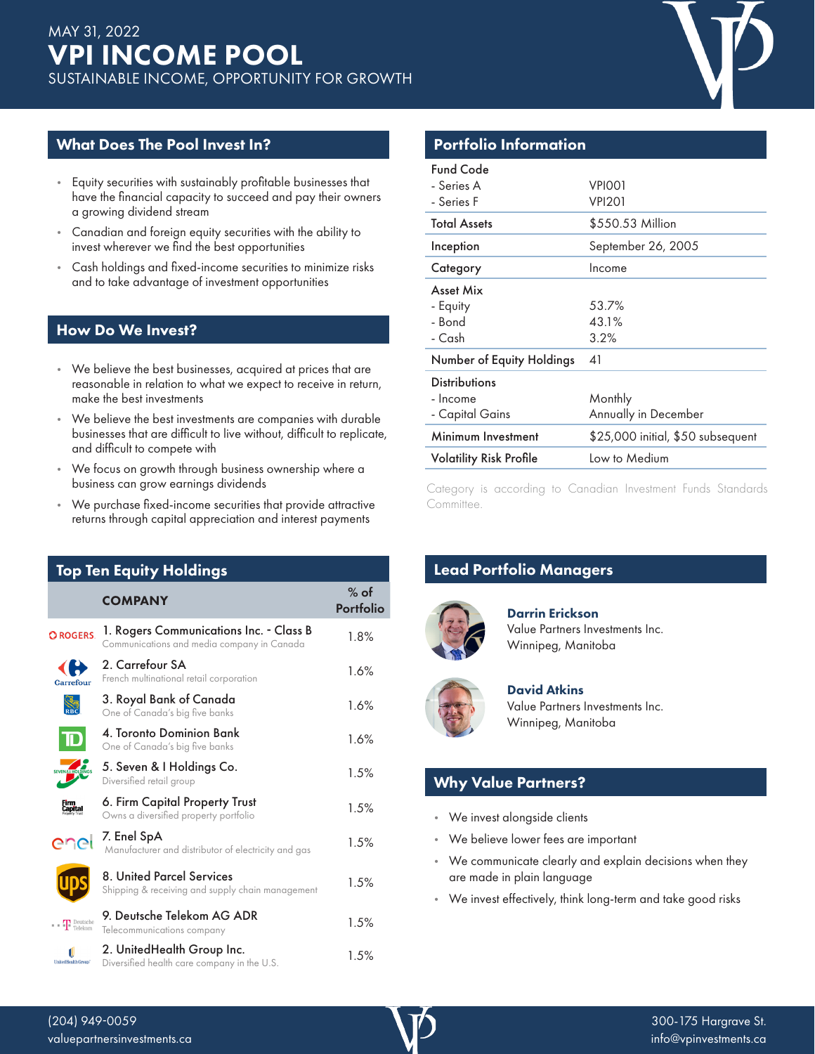MAY 31, 2022

# VPI INCOME POOL

SUSTAINABLE INCOME, OPPORTUNITY FOR GROWTH

## What Does The Pool Invest In?

- Equity securities with sustainably profitable businesses that have the financial capacity to succeed and pay their owners a growing dividend stream
- Canadian and foreign equity securities with the ability to invest wherever we find the best opportunities
- Cash holdings and fixed-income securities to minimize risks and to take advantage of investment opportunities

## How Do We Invest?

- We believe the best businesses, acquired at prices that are reasonable in relation to what we expect to receive in return, make the best investments
- We believe the best investments are companies with durable businesses that are difficult to live without, difficult to replicate, and difficult to compete with
- We focus on growth through business ownership where a business can grow earnings dividends
- We purchase fixed-income securities that provide attractive returns through capital appreciation and interest payments

## Top Ten Equity Holdings

| COMPANY | % of Portfolio |
|---|---|
| 1. Rogers Communications Inc. - Class B<br>Communications and media company in Canada | 1.8% |
| 2. Carrefour SA<br>French multinational retail corporation | 1.6% |
| 3. Royal Bank of Canada<br>One of Canada's big five banks | 1.6% |
| 4. Toronto Dominion Bank<br>One of Canada's big five banks | 1.6% |
| 5. Seven & I Holdings Co.<br>Diversified retail group | 1.5% |
| 6. Firm Capital Property Trust<br>Owns a diversified property portfolio | 1.5% |
| 7. Enel SpA<br>Manufacturer and distributor of electricity and gas | 1.5% |
| 8. United Parcel Services<br>Shipping & receiving and supply chain management | 1.5% |
| 9. Deutsche Telekom AG ADR<br>Telecommunications company | 1.5% |
| 2. UnitedHealth Group Inc.<br>Diversified health care company in the U.S. | 1.5% |

## Portfolio Information

| | |
|---|---|
| **Fund Code** | |
| - Series A | VPI001 |
| - Series F | VPI201 |
| **Total Assets** | $550.53 Million |
| **Inception** | September 26, 2005 |
| **Category** | Income |
| **Asset Mix** | |
| - Equity | 53.7% |
| - Bond | 43.1% |
| - Cash | 3.2% |
| **Number of Equity Holdings** | 41 |
| **Distributions** | |
| - Income | Monthly |
| - Capital Gains | Annually in December |
| **Minimum Investment** | $25,000 initial, $50 subsequent |
| **Volatility Risk Profile** | Low to Medium |

Category is according to Canadian Investment Funds Standards Committee.

## Lead Portfolio Managers

**Darrin Erickson**
Value Partners Investments Inc.
Winnipeg, Manitoba

**David Atkins**
Value Partners Investments Inc.
Winnipeg, Manitoba

## Why Value Partners?

- We invest alongside clients
- We believe lower fees are important
- We communicate clearly and explain decisions when they are made in plain language
- We invest effectively, think long-term and take good risks

(204) 949-0059
valuepartnersinvestments.ca

300-175 Hargrave St.
info@vpinvestments.ca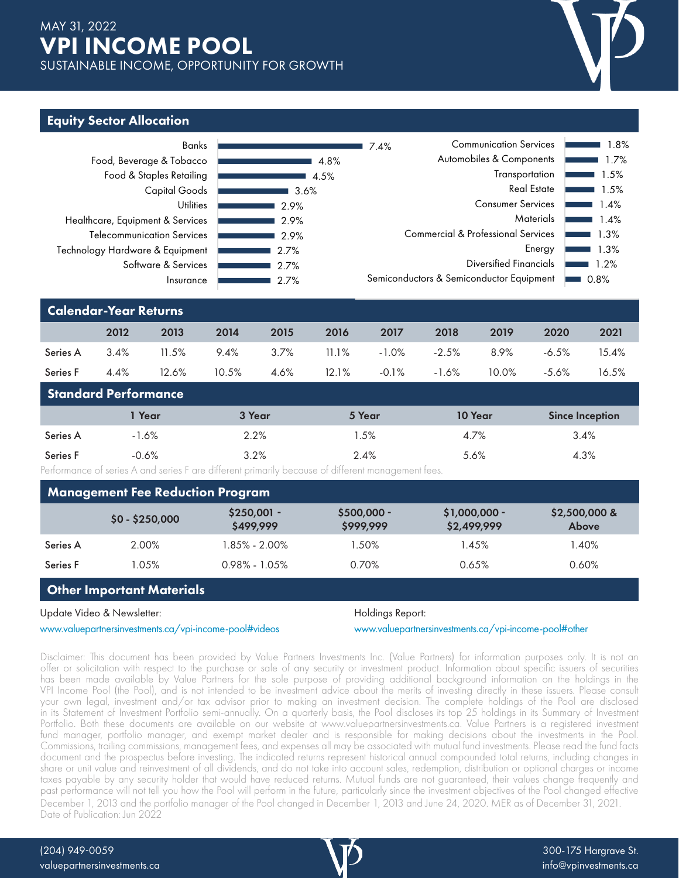MAY 31, 2022

# VPI INCOME POOL

SUSTAINABLE INCOME, OPPORTUNITY FOR GROWTH

## Equity Sector Allocation

Banks 7.4%
Food, Beverage & Tobacco 4.8%
Food & Staples Retailing 4.5%
Capital Goods 3.6%
Utilities 2.9%
Healthcare, Equipment & Services 2.9%
Telecommunication Services 2.9%
Technology Hardware & Equipment 2.7%
Software & Services 2.7%
Insurance 2.7%
Communication Services 1.8%
Automobiles & Components 1.7%
Transportation 1.5%
Real Estate 1.5%
Consumer Services 1.4%
Materials 1.4%
Commercial & Professional Services 1.3%
Energy 1.3%
Diversified Financials 1.2%
Semiconductors & Semiconductor Equipment 0.8%

## Calendar-Year Returns

| | 2012 | 2013 | 2014 | 2015 | 2016 | 2017 | 2018 | 2019 | 2020 | 2021 |
|---|---|---|---|---|---|---|---|---|---|---|
| Series A | 3.4% | 11.5% | 9.4% | 3.7% | 11.1% | -1.0% | -2.5% | 8.9% | -6.5% | 15.4% |
| Series F | 4.4% | 12.6% | 10.5% | 4.6% | 12.1% | -0.1% | -1.6% | 10.0% | -5.6% | 16.5% |

## Standard Performance

| | 1 Year | 3 Year | 5 Year | 10 Year | Since Inception |
|---|---|---|---|---|---|
| Series A | -1.6% | 2.2% | 1.5% | 4.7% | 3.4% |
| Series F | -0.6% | 3.2% | 2.4% | 5.6% | 4.3% |

Performance of series A and series F are different primarily because of different management fees.

## Management Fee Reduction Program

| | $0 - $250,000 | $250,001 - $499,999 | $500,000 - $999,999 | $1,000,000 - $2,499,999 | $2,500,000 & Above |
|---|---|---|---|---|---|
| Series A | 2.00% | 1.85% - 2.00% | 1.50% | 1.45% | 1.40% |
| Series F | 1.05% | 0.98% - 1.05% | 0.70% | 0.65% | 0.60% |

## Other Important Materials

Update Video & Newsletter:
www.valuepartnersinvestments.ca/vpi-income-pool#videos

Holdings Report:
www.valuepartnersinvestments.ca/vpi-income-pool#other

Disclaimer: This document has been provided by Value Partners Investments Inc. (Value Partners) for information purposes only. It is not an offer or solicitation with respect to the purchase or sale of any security or investment product. Information about specific issuers of securities has been made available by Value Partners for the sole purpose of providing additional background information on the holdings in the VPI Income Pool (the Pool), and is not intended to be investment advice about the merits of investing directly in these issuers. Please consult your own legal, investment and/or tax advisor prior to making an investment decision. The complete holdings of the Pool are disclosed in its Statement of Investment Portfolio semi-annually. On a quarterly basis, the Pool discloses its top 25 holdings in its Summary of Investment Portfolio. Both these documents are available on our website at www.valuepartnersinvestments.ca. Value Partners is a registered investment fund manager, portfolio manager, and exempt market dealer and is responsible for making decisions about the investments in the Pool. Commissions, trailing commissions, management fees, and expenses all may be associated with mutual fund investments. Please read the fund facts document and the prospectus before investing. The indicated returns represent historical annual compounded total returns, including changes in share or unit value and reinvestment of all dividends, and do not take into account sales, redemption, distribution or optional charges or income taxes payable by any security holder that would have reduced returns. Mutual funds are not guaranteed, their values change frequently and past performance will not tell you how the Pool will perform in the future, particularly since the investment objectives of the Pool changed effective December 1, 2013 and the portfolio manager of the Pool changed in December 1, 2013 and June 24, 2020. MER as of December 31, 2021.
Date of Publication: Jun 2022

(204) 949-0059
valuepartnersinvestments.ca

300-175 Hargrave St.
info@vpinvestments.ca